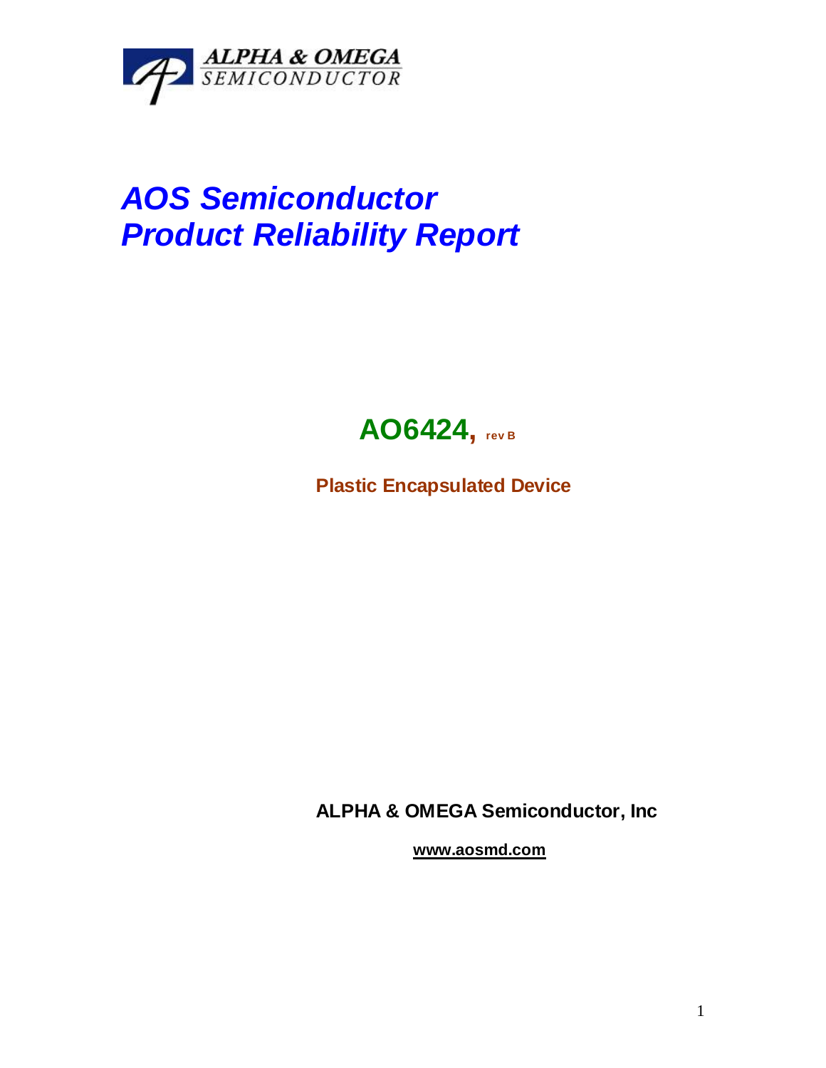ALPHA & OMEGA
SEMICONDUCTOR

# *AOS Semiconductor*
# *Product Reliability Report*

## AO6424, rev B

**Plastic Encapsulated Device**

**ALPHA & OMEGA Semiconductor, Inc**

**www.aosmd.com**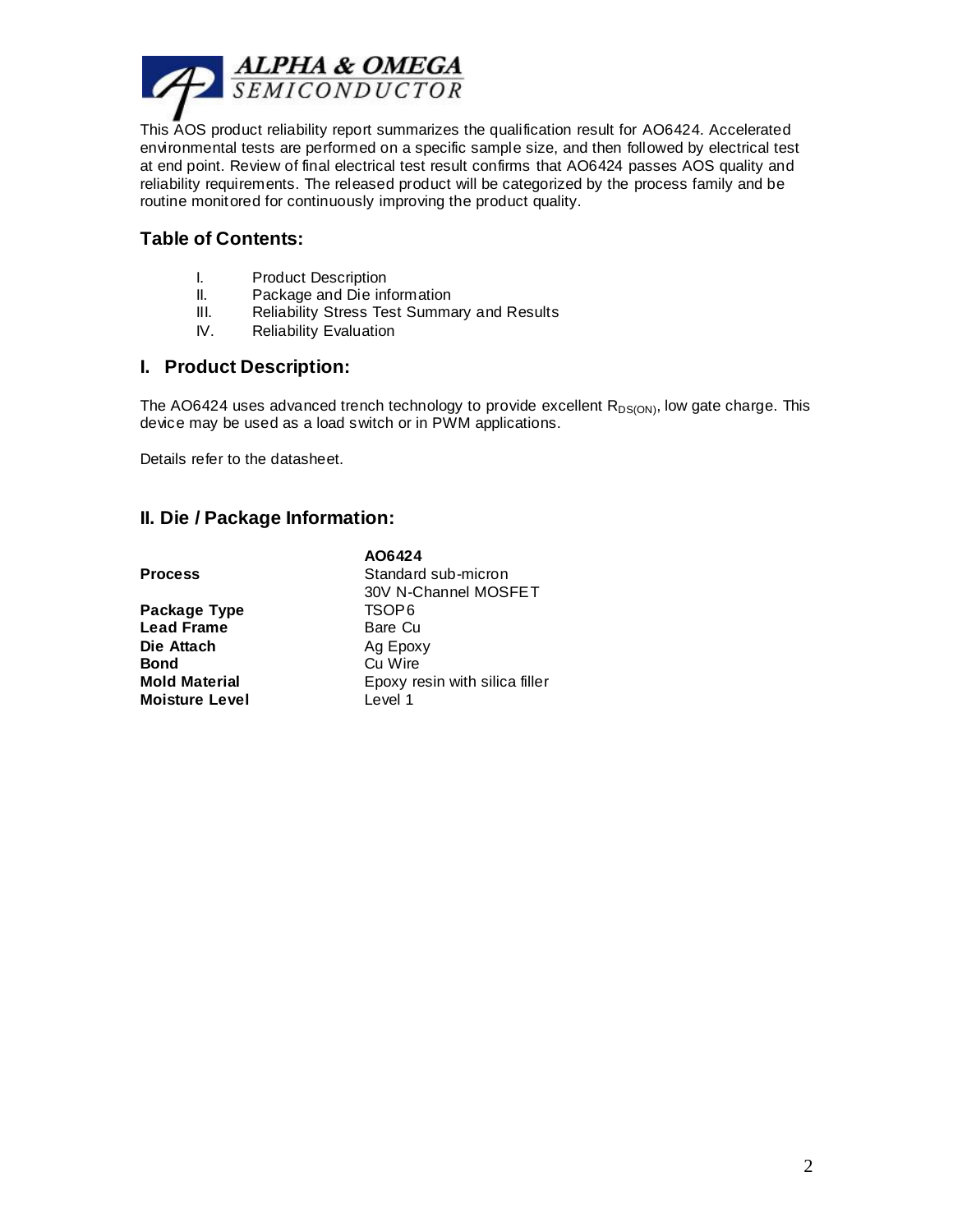This AOS product reliability report summarizes the qualification result for AO6424. Accelerated environmental tests are performed on a specific sample size, and then followed by electrical test at end point. Review of final electrical test result confirms that AO6424 passes AOS quality and reliability requirements. The released product will be categorized by the process family and be routine monitored for continuously improving the product quality.

## Table of Contents:

I. Product Description
II. Package and Die information
III. Reliability Stress Test Summary and Results
IV. Reliability Evaluation

## I. Product Description:

The AO6424 uses advanced trench technology to provide excellent $R_{DS(ON)}$, low gate charge. This device may be used as a load switch or in PWM applications.

Details refer to the datasheet.

## II. Die / Package Information:

| | **AO6424** |
|---|---|
| **Process** | Standard sub-micron 30V N-Channel MOSFET |
| **Package Type** | TSOP6 |
| **Lead Frame** | Bare Cu |
| **Die Attach** | Ag Epoxy |
| **Bond** | Cu Wire |
| **Mold Material** | Epoxy resin with silica filler |
| **Moisture Level** | Level 1 |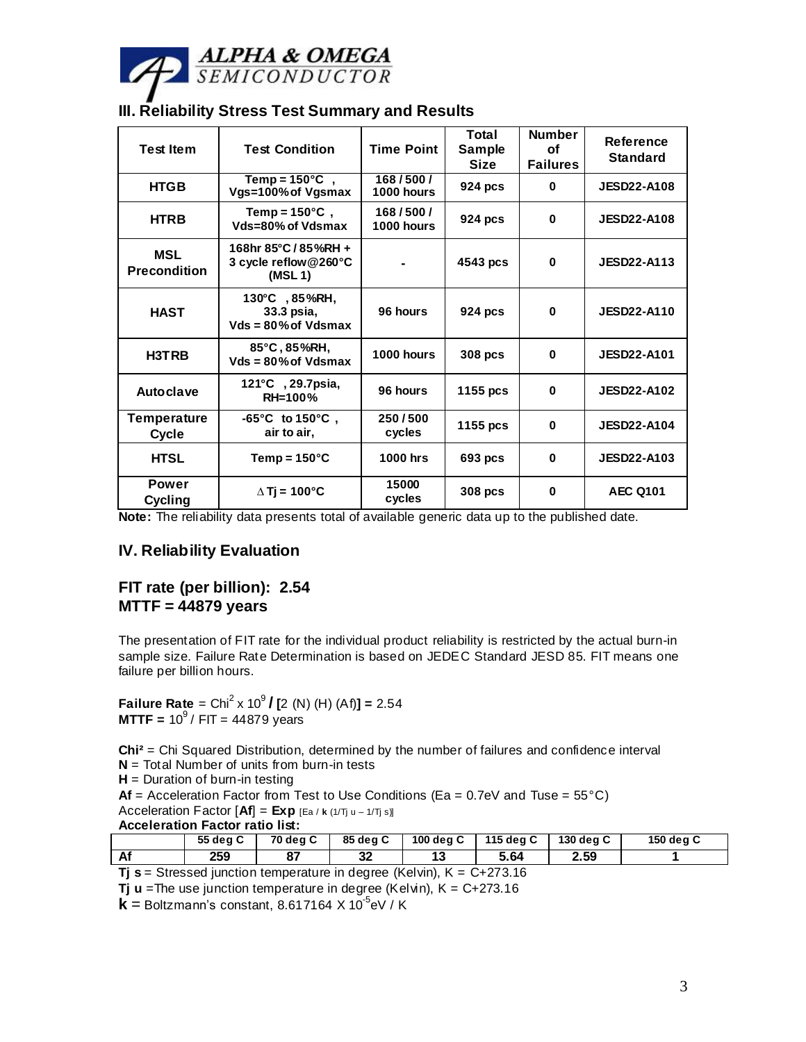## III. Reliability Stress Test Summary and Results

| Test Item | Test Condition | Time Point | Total Sample Size | Number of Failures | Reference Standard |
| --- | --- | --- | --- | --- | --- |
| HTGB | Temp = 150°C , Vgs=100% of Vgsmax | 168 / 500 / 1000 hours | 924 pcs | 0 | JESD22-A108 |
| HTRB | Temp = 150°C , Vds=80% of Vdsmax | 168 / 500 / 1000 hours | 924 pcs | 0 | JESD22-A108 |
| MSL Precondition | 168hr 85°C / 85%RH + 3 cycle reflow@260°C (MSL 1) | - | 4543 pcs | 0 | JESD22-A113 |
| HAST | 130°C , 85%RH, 33.3 psia, Vds = 80% of Vdsmax | 96 hours | 924 pcs | 0 | JESD22-A110 |
| H3TRB | 85°C , 85%RH, Vds = 80% of Vdsmax | 1000 hours | 308 pcs | 0 | JESD22-A101 |
| Autoclave | 121°C , 29.7psia, RH=100% | 96 hours | 1155 pcs | 0 | JESD22-A102 |
| Temperature Cycle | -65°C to 150°C , air to air, | 250 / 500 cycles | 1155 pcs | 0 | JESD22-A104 |
| HTSL | Temp = 150°C | 1000 hrs | 693 pcs | 0 | JESD22-A103 |
| Power Cycling | $\Delta$ Tj = 100°C | 15000 cycles | 308 pcs | 0 | AEC Q101 |

**Note:** The reliability data presents total of available generic data up to the published date.

## IV. Reliability Evaluation

### FIT rate (per billion): 2.54
### MTTF = 44879 years

The presentation of FIT rate for the individual product reliability is restricted by the actual burn-in sample size. Failure Rate Determination is based on JEDEC Standard JESD 85. FIT means one failure per billion hours.

**Failure Rate** = $Chi^2 \times 10^9$ **/ [**2 (N) (H) (Af)**] =** 2.54
**MTTF =** $10^9$ / FIT = 44879 years

**Chi²** = Chi Squared Distribution, determined by the number of failures and confidence interval
**N** = Total Number of units from burn-in tests
**H** = Duration of burn-in testing
**Af** = Acceleration Factor from Test to Use Conditions (Ea = 0.7eV and Tuse = 55°C)
Acceleration Factor [**Af**] = **Exp** [Ea / **k** (1/Tj u – 1/Tj s)]
**Acceleration Factor ratio list:**

| | 55 deg C | 70 deg C | 85 deg C | 100 deg C | 115 deg C | 130 deg C | 150 deg C |
| --- | --- | --- | --- | --- | --- | --- | --- |
| Af | 259 | 87 | 32 | 13 | 5.64 | 2.59 | 1 |

**Tj s** = Stressed junction temperature in degree (Kelvin), K = C+273.16
**Tj u** =The use junction temperature in degree (Kelvin), K = C+273.16
**k** = Boltzmann's constant, 8.617164 X $10^{-5}$eV / K